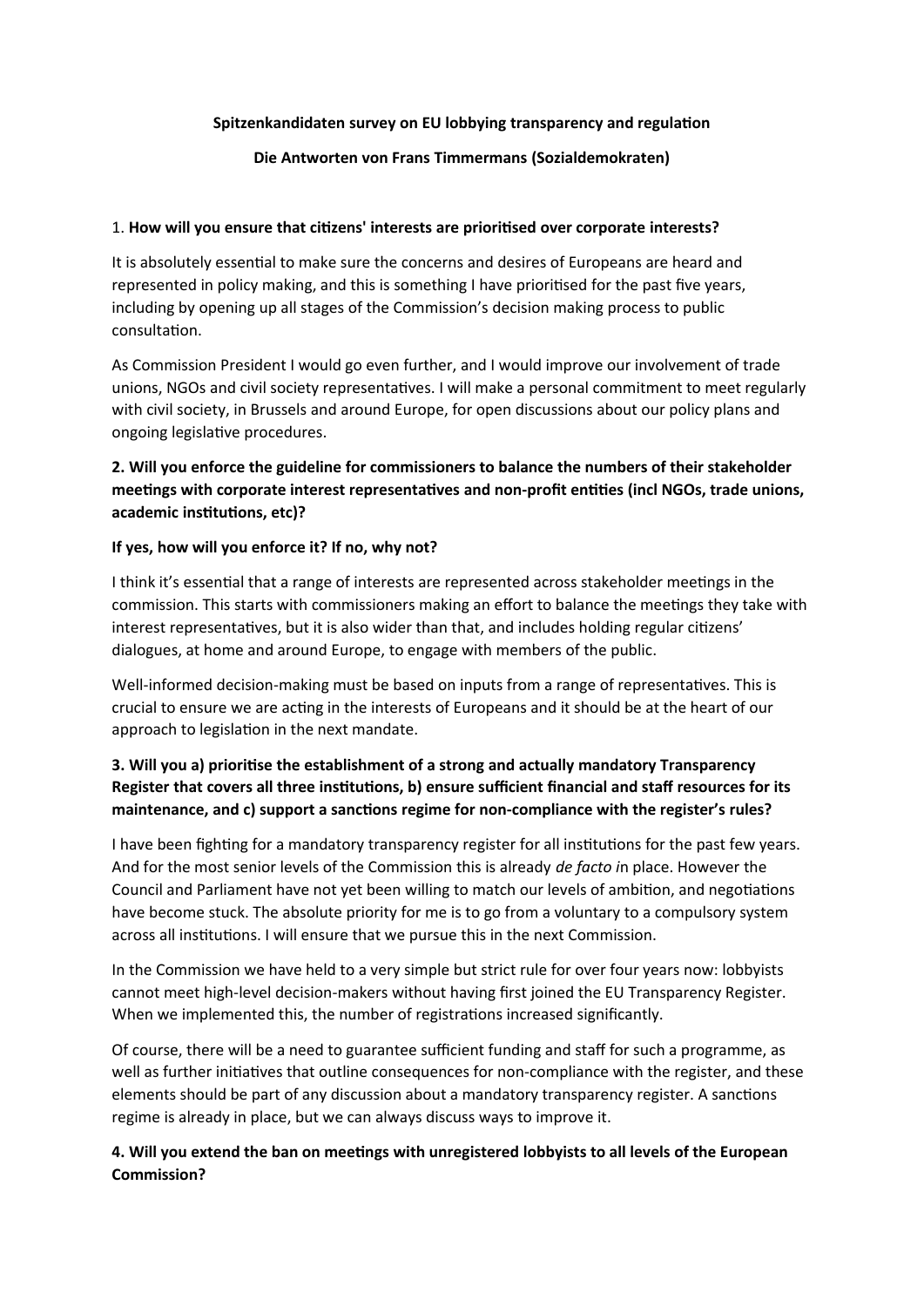**Spitzenkandidaten survey on EU lobbying transparency and regulation**

**Die Antworten von Frans Timmermans (Sozialdemokraten)**

1. **How will you ensure that citizens' interests are prioritised over corporate interests?**

It is absolutely essential to make sure the concerns and desires of Europeans are heard and represented in policy making, and this is something I have prioritised for the past five years, including by opening up all stages of the Commission's decision making process to public consultation.

As Commission President I would go even further, and I would improve our involvement of trade unions, NGOs and civil society representatives. I will make a personal commitment to meet regularly with civil society, in Brussels and around Europe, for open discussions about our policy plans and ongoing legislative procedures.

**2. Will you enforce the guideline for commissioners to balance the numbers of their stakeholder meetings with corporate interest representatives and non-profit entities (incl NGOs, trade unions, academic institutions, etc)?**

**If yes, how will you enforce it? If no, why not?**

I think it's essential that a range of interests are represented across stakeholder meetings in the commission. This starts with commissioners making an effort to balance the meetings they take with interest representatives, but it is also wider than that, and includes holding regular citizens' dialogues, at home and around Europe, to engage with members of the public.

Well-informed decision-making must be based on inputs from a range of representatives. This is crucial to ensure we are acting in the interests of Europeans and it should be at the heart of our approach to legislation in the next mandate.

**3. Will you a) prioritise the establishment of a strong and actually mandatory Transparency Register that covers all three institutions, b) ensure sufficient financial and staff resources for its maintenance, and c) support a sanctions regime for non-compliance with the register's rules?**

I have been fighting for a mandatory transparency register for all institutions for the past few years. And for the most senior levels of the Commission this is already *de facto i*n place. However the Council and Parliament have not yet been willing to match our levels of ambition, and negotiations have become stuck. The absolute priority for me is to go from a voluntary to a compulsory system across all institutions. I will ensure that we pursue this in the next Commission.

In the Commission we have held to a very simple but strict rule for over four years now: lobbyists cannot meet high-level decision-makers without having first joined the EU Transparency Register. When we implemented this, the number of registrations increased significantly.

Of course, there will be a need to guarantee sufficient funding and staff for such a programme, as well as further initiatives that outline consequences for non-compliance with the register, and these elements should be part of any discussion about a mandatory transparency register. A sanctions regime is already in place, but we can always discuss ways to improve it.

**4. Will you extend the ban on meetings with unregistered lobbyists to all levels of the European Commission?**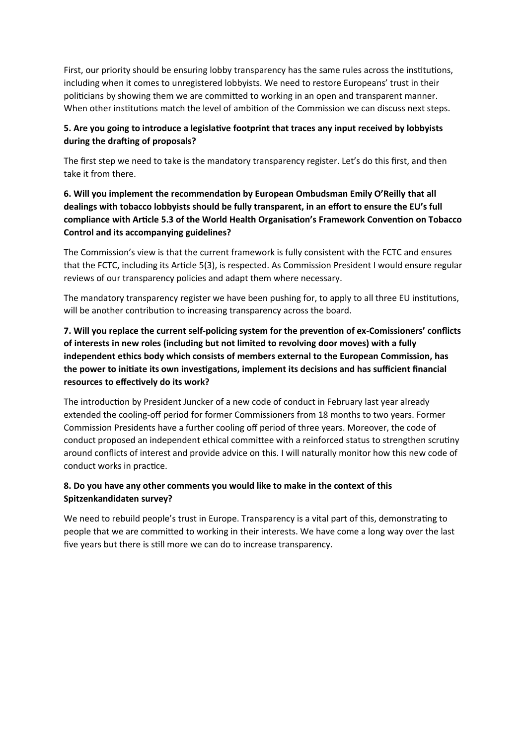First, our priority should be ensuring lobby transparency has the same rules across the institutions, including when it comes to unregistered lobbyists. We need to restore Europeans' trust in their politicians by showing them we are committed to working in an open and transparent manner. When other institutions match the level of ambition of the Commission we can discuss next steps.

**5. Are you going to introduce a legislative footprint that traces any input received by lobbyists during the drafting of proposals?**

The first step we need to take is the mandatory transparency register. Let's do this first, and then take it from there.

**6. Will you implement the recommendation by European Ombudsman Emily O'Reilly that all dealings with tobacco lobbyists should be fully transparent, in an effort to ensure the EU's full compliance with Article 5.3 of the World Health Organisation's Framework Convention on Tobacco Control and its accompanying guidelines?**

The Commission's view is that the current framework is fully consistent with the FCTC and ensures that the FCTC, including its Article 5(3), is respected. As Commission President I would ensure regular reviews of our transparency policies and adapt them where necessary.

The mandatory transparency register we have been pushing for, to apply to all three EU institutions, will be another contribution to increasing transparency across the board.

**7. Will you replace the current self-policing system for the prevention of ex-Comissioners' conflicts of interests in new roles (including but not limited to revolving door moves) with a fully independent ethics body which consists of members external to the European Commission, has the power to initiate its own investigations, implement its decisions and has sufficient financial resources to effectively do its work?**

The introduction by President Juncker of a new code of conduct in February last year already extended the cooling-off period for former Commissioners from 18 months to two years. Former Commission Presidents have a further cooling off period of three years. Moreover, the code of conduct proposed an independent ethical committee with a reinforced status to strengthen scrutiny around conflicts of interest and provide advice on this. I will naturally monitor how this new code of conduct works in practice.

**8. Do you have any other comments you would like to make in the context of this Spitzenkandidaten survey?**

We need to rebuild people's trust in Europe. Transparency is a vital part of this, demonstrating to people that we are committed to working in their interests. We have come a long way over the last five years but there is still more we can do to increase transparency.